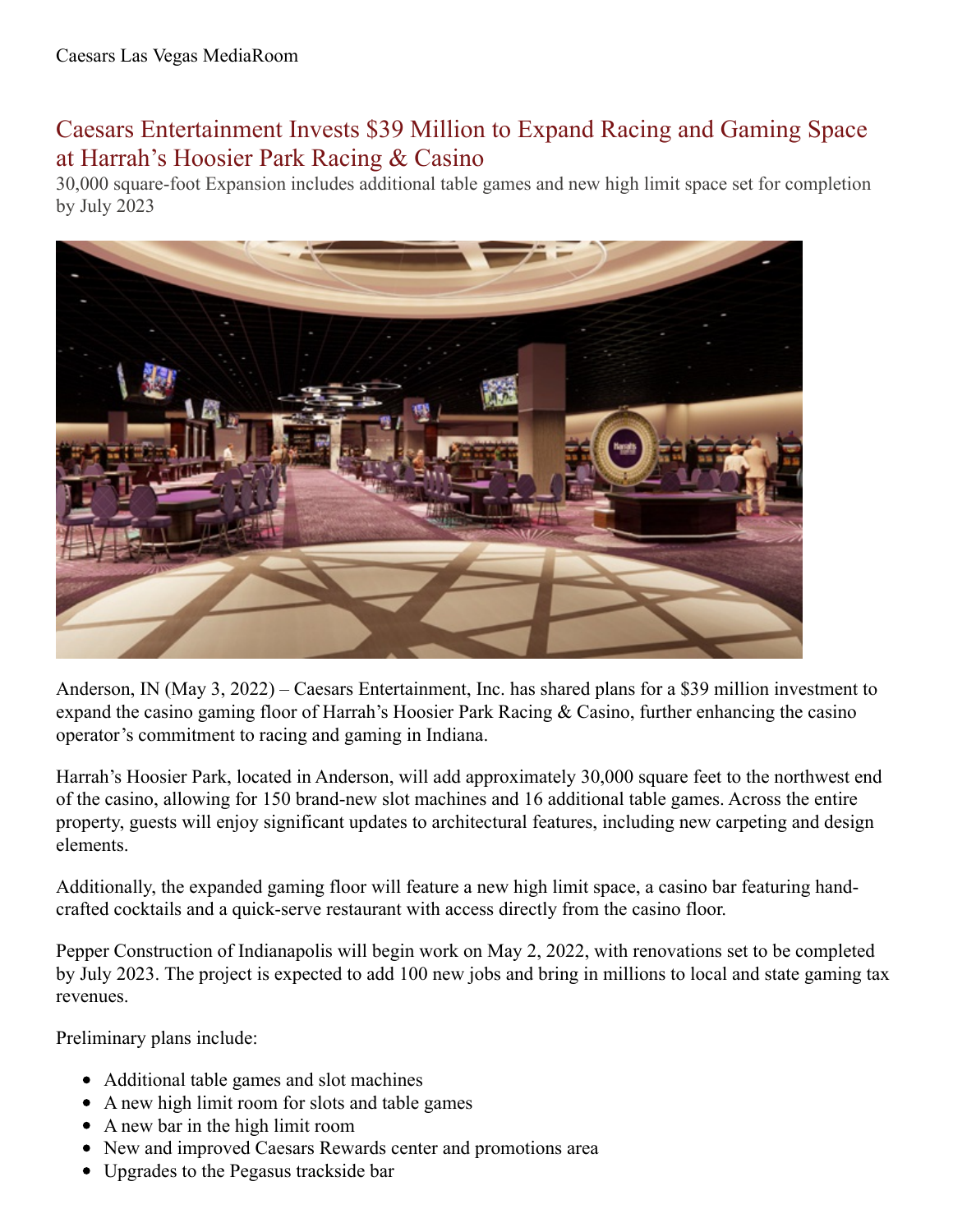Caesars Las Vegas MediaRoom

# Caesars Entertainment Invests $39 Million to Expand Racing and Gaming Space at Harrah's Hoosier Park Racing & Casino

30,000 square-foot Expansion includes additional table games and new high limit space set for completion by July 2023

Anderson, IN (May 3, 2022) – Caesars Entertainment, Inc. has shared plans for a $39 million investment to expand the casino gaming floor of Harrah's Hoosier Park Racing & Casino, further enhancing the casino operator's commitment to racing and gaming in Indiana.

Harrah's Hoosier Park, located in Anderson, will add approximately 30,000 square feet to the northwest end of the casino, allowing for 150 brand-new slot machines and 16 additional table games. Across the entire property, guests will enjoy significant updates to architectural features, including new carpeting and design elements.

Additionally, the expanded gaming floor will feature a new high limit space, a casino bar featuring hand-crafted cocktails and a quick-serve restaurant with access directly from the casino floor.

Pepper Construction of Indianapolis will begin work on May 2, 2022, with renovations set to be completed by July 2023. The project is expected to add 100 new jobs and bring in millions to local and state gaming tax revenues.

Preliminary plans include:

- Additional table games and slot machines
- A new high limit room for slots and table games
- A new bar in the high limit room
- New and improved Caesars Rewards center and promotions area
- Upgrades to the Pegasus trackside bar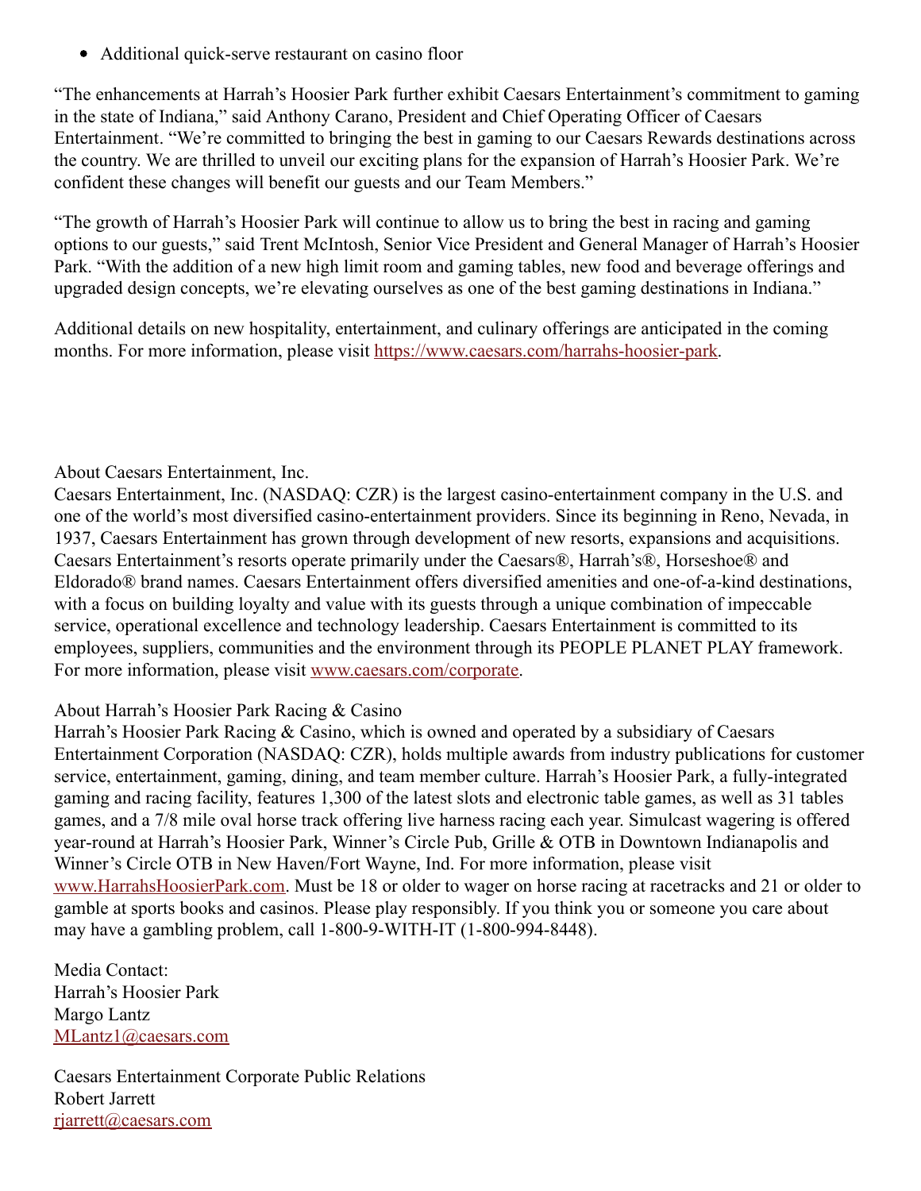- Additional quick-serve restaurant on casino floor

“The enhancements at Harrah’s Hoosier Park further exhibit Caesars Entertainment’s commitment to gaming in the state of Indiana,” said Anthony Carano, President and Chief Operating Officer of Caesars Entertainment. “We’re committed to bringing the best in gaming to our Caesars Rewards destinations across the country. We are thrilled to unveil our exciting plans for the expansion of Harrah’s Hoosier Park. We’re confident these changes will benefit our guests and our Team Members.”

“The growth of Harrah’s Hoosier Park will continue to allow us to bring the best in racing and gaming options to our guests,” said Trent McIntosh, Senior Vice President and General Manager of Harrah’s Hoosier Park. “With the addition of a new high limit room and gaming tables, new food and beverage offerings and upgraded design concepts, we’re elevating ourselves as one of the best gaming destinations in Indiana.”

Additional details on new hospitality, entertainment, and culinary offerings are anticipated in the coming months. For more information, please visit [https://www.caesars.com/harrahs-hoosier-park](https://www.caesars.com/harrahs-hoosier-park).

About Caesars Entertainment, Inc.
Caesars Entertainment, Inc. (NASDAQ: CZR) is the largest casino-entertainment company in the U.S. and one of the world’s most diversified casino-entertainment providers. Since its beginning in Reno, Nevada, in 1937, Caesars Entertainment has grown through development of new resorts, expansions and acquisitions. Caesars Entertainment’s resorts operate primarily under the Caesars®, Harrah’s®, Horseshoe® and Eldorado® brand names. Caesars Entertainment offers diversified amenities and one-of-a-kind destinations, with a focus on building loyalty and value with its guests through a unique combination of impeccable service, operational excellence and technology leadership. Caesars Entertainment is committed to its employees, suppliers, communities and the environment through its PEOPLE PLANET PLAY framework. For more information, please visit [www.caesars.com/corporate](www.caesars.com/corporate).

About Harrah’s Hoosier Park Racing & Casino
Harrah’s Hoosier Park Racing & Casino, which is owned and operated by a subsidiary of Caesars Entertainment Corporation (NASDAQ: CZR), holds multiple awards from industry publications for customer service, entertainment, gaming, dining, and team member culture. Harrah’s Hoosier Park, a fully-integrated gaming and racing facility, features 1,300 of the latest slots and electronic table games, as well as 31 tables games, and a 7/8 mile oval horse track offering live harness racing each year. Simulcast wagering is offered year-round at Harrah’s Hoosier Park, Winner’s Circle Pub, Grille & OTB in Downtown Indianapolis and Winner’s Circle OTB in New Haven/Fort Wayne, Ind. For more information, please visit [www.HarrahsHoosierPark.com](www.HarrahsHoosierPark.com). Must be 18 or older to wager on horse racing at racetracks and 21 or older to gamble at sports books and casinos. Please play responsibly. If you think you or someone you care about may have a gambling problem, call 1-800-9-WITH-IT (1-800-994-8448).

Media Contact:
Harrah’s Hoosier Park
Margo Lantz
[MLantz1@caesars.com](mailto:MLantz1@caesars.com)

Caesars Entertainment Corporate Public Relations
Robert Jarrett
[rjarrett@caesars.com](mailto:rjarrett@caesars.com)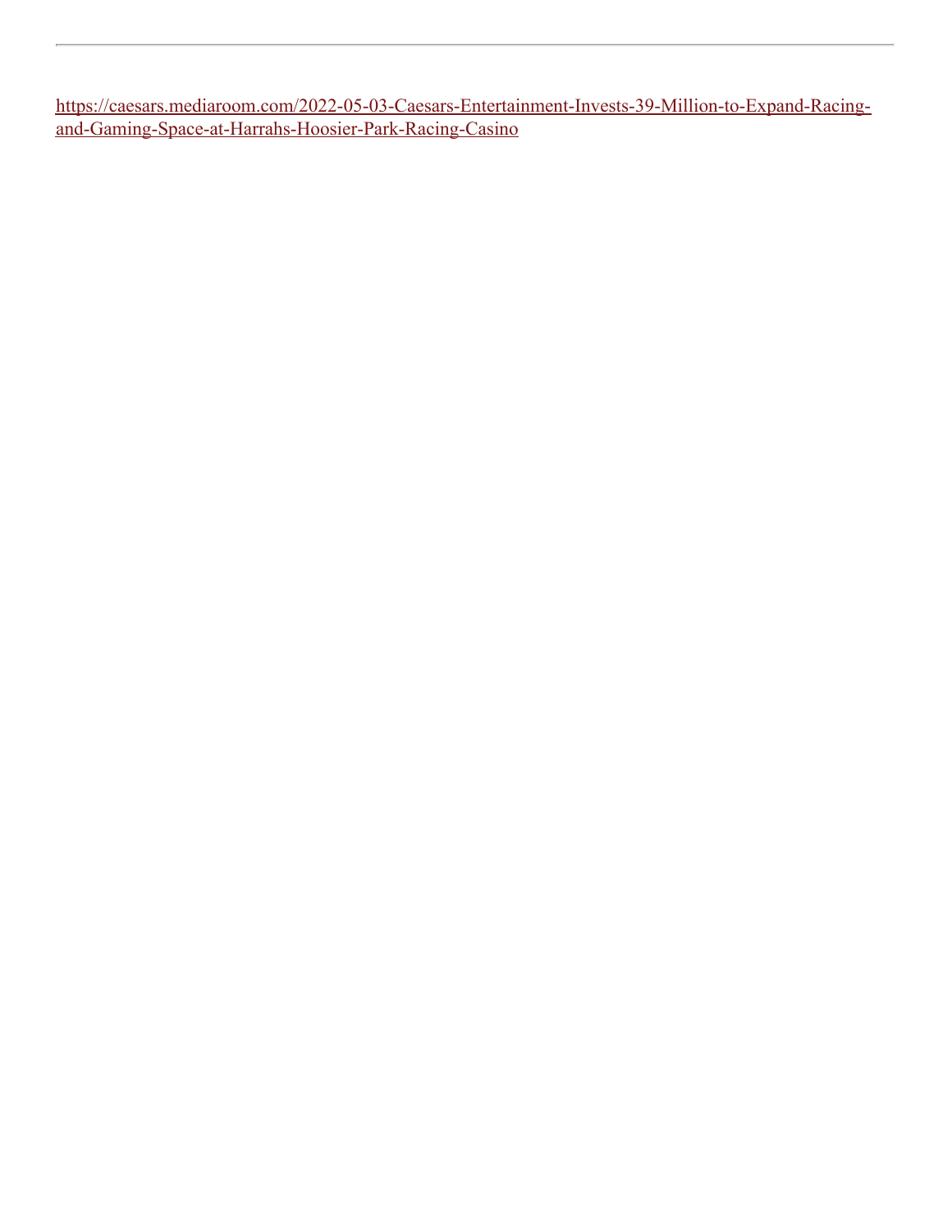https://caesars.mediaroom.com/2022-05-03-Caesars-Entertainment-Invests-39-Million-to-Expand-Racing-and-Gaming-Space-at-Harrahs-Hoosier-Park-Racing-Casino